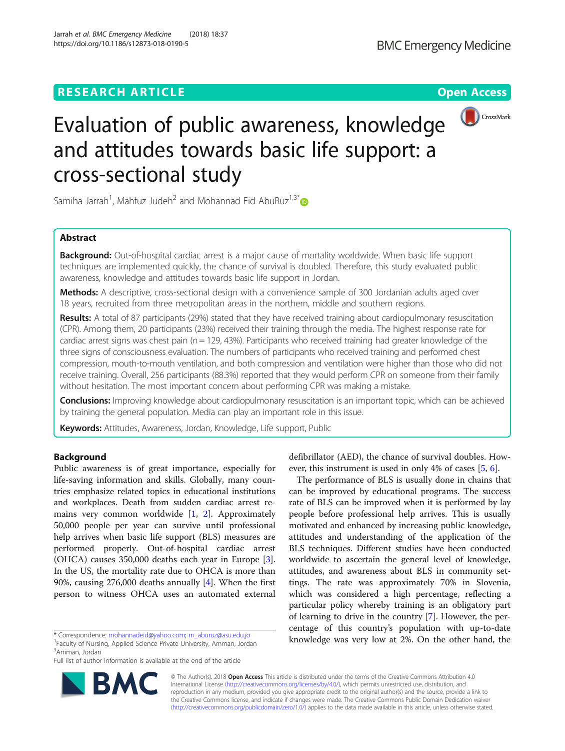RESEARCH ARTICLE

Open Access

# Evaluation of public awareness, knowledge and attitudes towards basic life support: a cross-sectional study

Samiha Jarrah[1], Mahfuz Judeh[2] and Mohannad Eid AbuRuz[1,3*]

## Abstract

**Background:** Out-of-hospital cardiac arrest is a major cause of mortality worldwide. When basic life support techniques are implemented quickly, the chance of survival is doubled. Therefore, this study evaluated public awareness, knowledge and attitudes towards basic life support in Jordan.

**Methods:** A descriptive, cross-sectional design with a convenience sample of 300 Jordanian adults aged over 18 years, recruited from three metropolitan areas in the northern, middle and southern regions.

**Results:** A total of 87 participants (29%) stated that they have received training about cardiopulmonary resuscitation (CPR). Among them, 20 participants (23%) received their training through the media. The highest response rate for cardiac arrest signs was chest pain ($n = 129$, 43%). Participants who received training had greater knowledge of the three signs of consciousness evaluation. The numbers of participants who received training and performed chest compression, mouth-to-mouth ventilation, and both compression and ventilation were higher than those who did not receive training. Overall, 256 participants (88.3%) reported that they would perform CPR on someone from their family without hesitation. The most important concern about performing CPR was making a mistake.

**Conclusions:** Improving knowledge about cardiopulmonary resuscitation is an important topic, which can be achieved by training the general population. Media can play an important role in this issue.

**Keywords:** Attitudes, Awareness, Jordan, Knowledge, Life support, Public

## Background

Public awareness is of great importance, especially for life-saving information and skills. Globally, many countries emphasize related topics in educational institutions and workplaces. Death from sudden cardiac arrest remains very common worldwide [1, 2]. Approximately 50,000 people per year can survive until professional help arrives when basic life support (BLS) measures are performed properly. Out-of-hospital cardiac arrest (OHCA) causes 350,000 deaths each year in Europe [3]. In the US, the mortality rate due to OHCA is more than 90%, causing 276,000 deaths annually [4]. When the first person to witness OHCA uses an automated external defibrillator (AED), the chance of survival doubles. However, this instrument is used in only 4% of cases [5, 6].

The performance of BLS is usually done in chains that can be improved by educational programs. The success rate of BLS can be improved when it is performed by lay people before professional help arrives. This is usually motivated and enhanced by increasing public knowledge, attitudes and understanding of the application of the BLS techniques. Different studies have been conducted worldwide to ascertain the general level of knowledge, attitudes, and awareness about BLS in community settings. The rate was approximately 70% in Slovenia, which was considered a high percentage, reflecting a particular policy whereby training is an obligatory part of learning to drive in the country [7]. However, the percentage of this country's population with up-to-date knowledge was very low at 2%. On the other hand, the

* Correspondence: mohannadeid@yahoo.com; m_aburuz@asu.edu.jo
[1]Faculty of Nursing, Applied Science Private University, Amman, Jordan
[3]Amman, Jordan
Full list of author information is available at the end of the article

© The Author(s). 2018 **Open Access** This article is distributed under the terms of the Creative Commons Attribution 4.0 International License (http://creativecommons.org/licenses/by/4.0/), which permits unrestricted use, distribution, and reproduction in any medium, provided you give appropriate credit to the original author(s) and the source, provide a link to the Creative Commons license, and indicate if changes were made. The Creative Commons Public Domain Dedication waiver (http://creativecommons.org/publicdomain/zero/1.0/) applies to the data made available in this article, unless otherwise stated.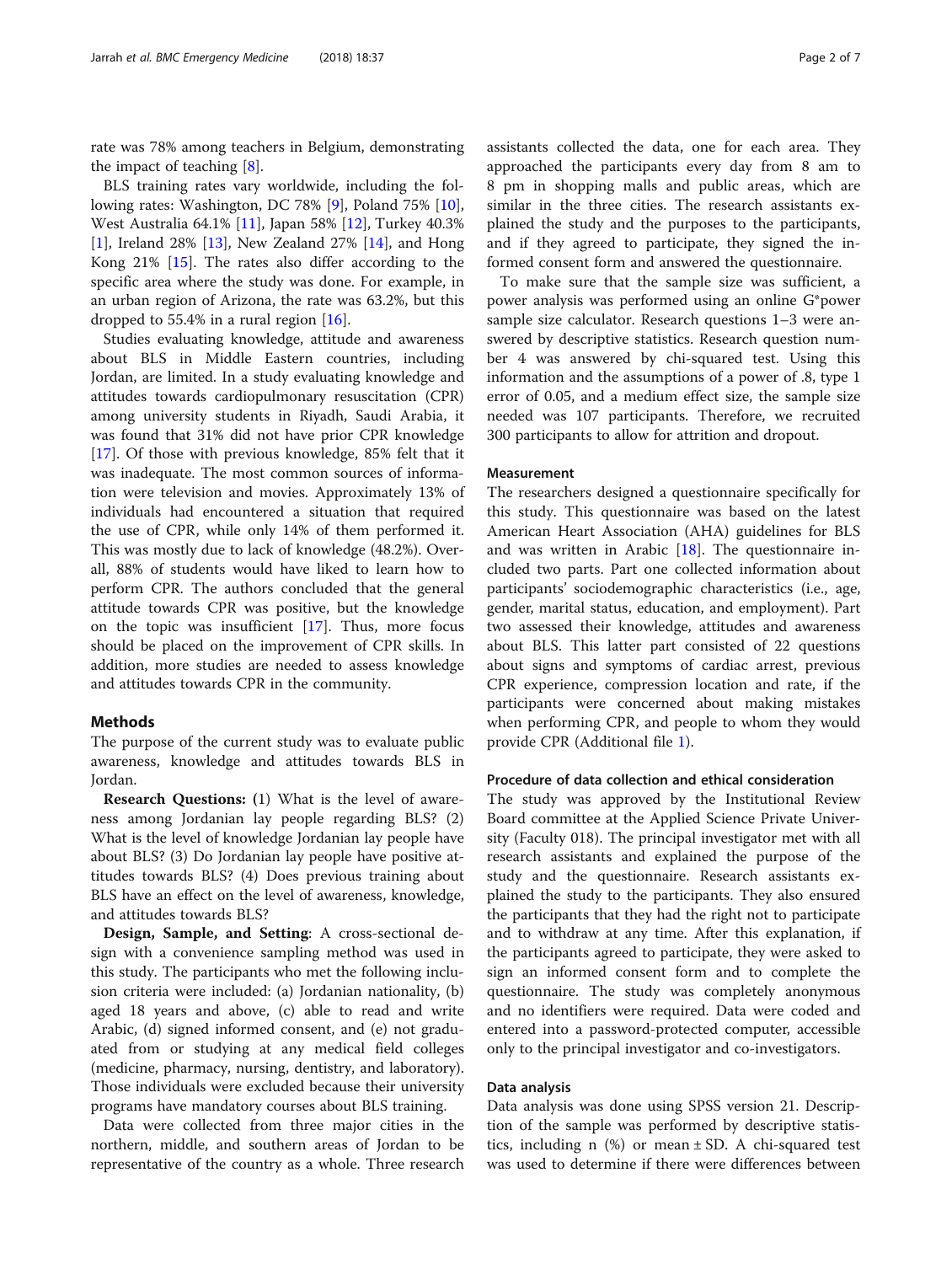rate was 78% among teachers in Belgium, demonstrating the impact of teaching [8].

BLS training rates vary worldwide, including the following rates: Washington, DC 78% [9], Poland 75% [10], West Australia 64.1% [11], Japan 58% [12], Turkey 40.3% [1], Ireland 28% [13], New Zealand 27% [14], and Hong Kong 21% [15]. The rates also differ according to the specific area where the study was done. For example, in an urban region of Arizona, the rate was 63.2%, but this dropped to 55.4% in a rural region [16].

Studies evaluating knowledge, attitude and awareness about BLS in Middle Eastern countries, including Jordan, are limited. In a study evaluating knowledge and attitudes towards cardiopulmonary resuscitation (CPR) among university students in Riyadh, Saudi Arabia, it was found that 31% did not have prior CPR knowledge [17]. Of those with previous knowledge, 85% felt that it was inadequate. The most common sources of information were television and movies. Approximately 13% of individuals had encountered a situation that required the use of CPR, while only 14% of them performed it. This was mostly due to lack of knowledge (48.2%). Overall, 88% of students would have liked to learn how to perform CPR. The authors concluded that the general attitude towards CPR was positive, but the knowledge on the topic was insufficient [17]. Thus, more focus should be placed on the improvement of CPR skills. In addition, more studies are needed to assess knowledge and attitudes towards CPR in the community.

## Methods

The purpose of the current study was to evaluate public awareness, knowledge and attitudes towards BLS in Jordan.

**Research Questions:** (1) What is the level of awareness among Jordanian lay people regarding BLS? (2) What is the level of knowledge Jordanian lay people have about BLS? (3) Do Jordanian lay people have positive attitudes towards BLS? (4) Does previous training about BLS have an effect on the level of awareness, knowledge, and attitudes towards BLS?

**Design, Sample, and Setting**: A cross-sectional design with a convenience sampling method was used in this study. The participants who met the following inclusion criteria were included: (a) Jordanian nationality, (b) aged 18 years and above, (c) able to read and write Arabic, (d) signed informed consent, and (e) not graduated from or studying at any medical field colleges (medicine, pharmacy, nursing, dentistry, and laboratory). Those individuals were excluded because their university programs have mandatory courses about BLS training.

Data were collected from three major cities in the northern, middle, and southern areas of Jordan to be representative of the country as a whole. Three research assistants collected the data, one for each area. They approached the participants every day from 8 am to 8 pm in shopping malls and public areas, which are similar in the three cities. The research assistants explained the study and the purposes to the participants, and if they agreed to participate, they signed the informed consent form and answered the questionnaire.

To make sure that the sample size was sufficient, a power analysis was performed using an online G*power sample size calculator. Research questions 1–3 were answered by descriptive statistics. Research question number 4 was answered by chi-squared test. Using this information and the assumptions of a power of .8, type 1 error of 0.05, and a medium effect size, the sample size needed was 107 participants. Therefore, we recruited 300 participants to allow for attrition and dropout.

### Measurement

The researchers designed a questionnaire specifically for this study. This questionnaire was based on the latest American Heart Association (AHA) guidelines for BLS and was written in Arabic [18]. The questionnaire included two parts. Part one collected information about participants' sociodemographic characteristics (i.e., age, gender, marital status, education, and employment). Part two assessed their knowledge, attitudes and awareness about BLS. This latter part consisted of 22 questions about signs and symptoms of cardiac arrest, previous CPR experience, compression location and rate, if the participants were concerned about making mistakes when performing CPR, and people to whom they would provide CPR (Additional file 1).

### Procedure of data collection and ethical consideration

The study was approved by the Institutional Review Board committee at the Applied Science Private University (Faculty 018). The principal investigator met with all research assistants and explained the purpose of the study and the questionnaire. Research assistants explained the study to the participants. They also ensured the participants that they had the right not to participate and to withdraw at any time. After this explanation, if the participants agreed to participate, they were asked to sign an informed consent form and to complete the questionnaire. The study was completely anonymous and no identifiers were required. Data were coded and entered into a password-protected computer, accessible only to the principal investigator and co-investigators.

### Data analysis

Data analysis was done using SPSS version 21. Description of the sample was performed by descriptive statistics, including n (%) or mean ± SD. A chi-squared test was used to determine if there were differences between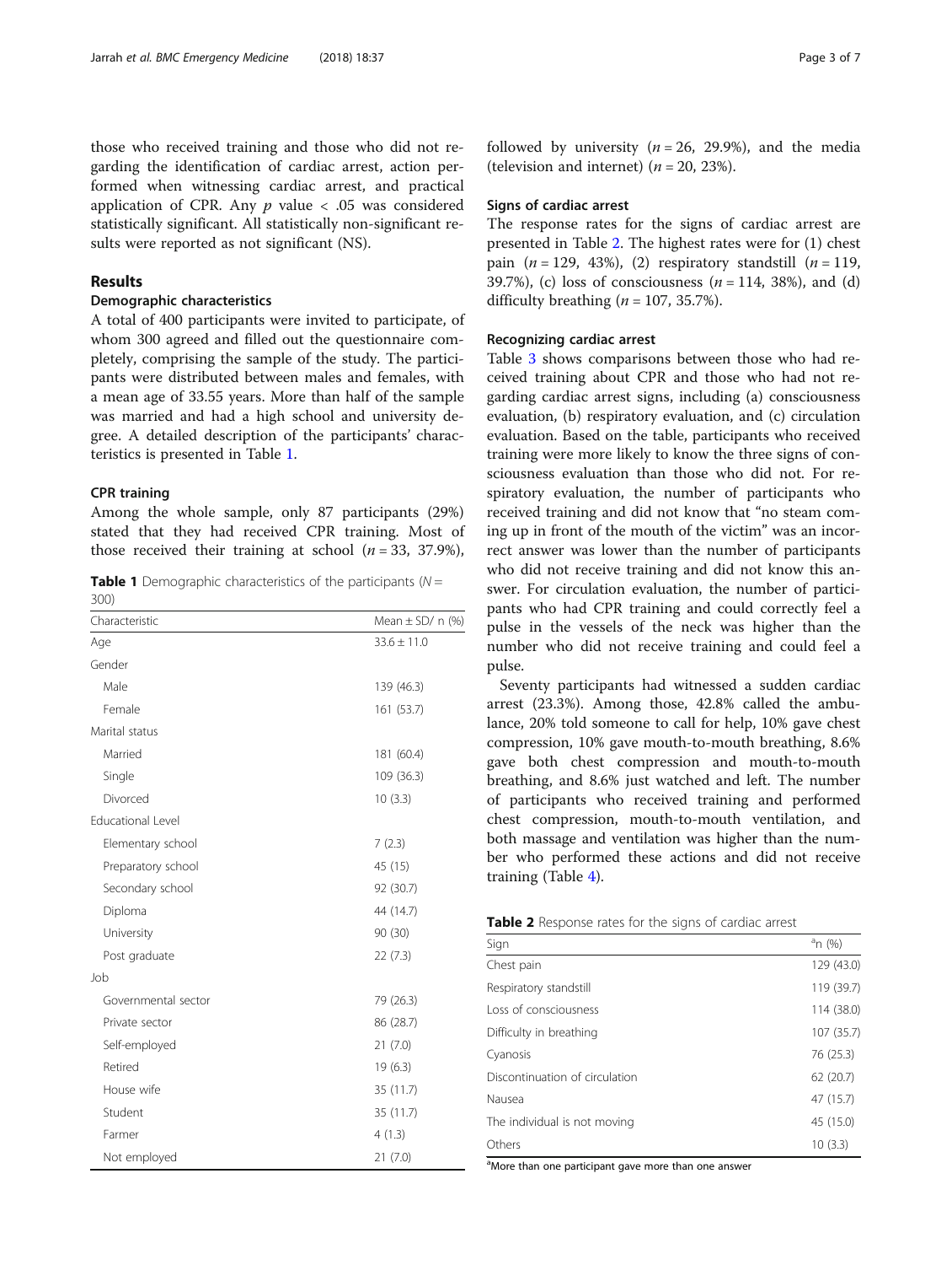those who received training and those who did not regarding the identification of cardiac arrest, action performed when witnessing cardiac arrest, and practical application of CPR. Any $p$ value < .05 was considered statistically significant. All statistically non-significant results were reported as not significant (NS).

## Results

### Demographic characteristics

A total of 400 participants were invited to participate, of whom 300 agreed and filled out the questionnaire completely, comprising the sample of the study. The participants were distributed between males and females, with a mean age of 33.55 years. More than half of the sample was married and had a high school and university degree. A detailed description of the participants' characteristics is presented in Table 1.

### CPR training

Among the whole sample, only 87 participants (29%) stated that they had received CPR training. Most of those received their training at school ($n = 33$, 37.9%), followed by university ($n = 26$, 29.9%), and the media (television and internet) ($n = 20$, 23%).

**Table 1** Demographic characteristics of the participants ($N = 300$)

| Characteristic | Mean ± SD/ n (%) |
|---|---|
| Age | 33.6 ± 11.0 |
| Gender | |
| Male | 139 (46.3) |
| Female | 161 (53.7) |
| Marital status | |
| Married | 181 (60.4) |
| Single | 109 (36.3) |
| Divorced | 10 (3.3) |
| Educational Level | |
| Elementary school | 7 (2.3) |
| Preparatory school | 45 (15) |
| Secondary school | 92 (30.7) |
| Diploma | 44 (14.7) |
| University | 90 (30) |
| Post graduate | 22 (7.3) |
| Job | |
| Governmental sector | 79 (26.3) |
| Private sector | 86 (28.7) |
| Self-employed | 21 (7.0) |
| Retired | 19 (6.3) |
| House wife | 35 (11.7) |
| Student | 35 (11.7) |
| Farmer | 4 (1.3) |
| Not employed | 21 (7.0) |

### Signs of cardiac arrest

The response rates for the signs of cardiac arrest are presented in Table 2. The highest rates were for (1) chest pain ($n = 129$, 43%), (2) respiratory standstill ($n = 119$, 39.7%), (c) loss of consciousness ($n = 114$, 38%), and (d) difficulty breathing ($n = 107$, 35.7%).

### Recognizing cardiac arrest

Table 3 shows comparisons between those who had received training about CPR and those who had not regarding cardiac arrest signs, including (a) consciousness evaluation, (b) respiratory evaluation, and (c) circulation evaluation. Based on the table, participants who received training were more likely to know the three signs of consciousness evaluation than those who did not. For respiratory evaluation, the number of participants who received training and did not know that "no steam coming up in front of the mouth of the victim" was an incorrect answer was lower than the number of participants who did not receive training and did not know this answer. For circulation evaluation, the number of participants who had CPR training and could correctly feel a pulse in the vessels of the neck was higher than the number who did not receive training and could feel a pulse.

Seventy participants had witnessed a sudden cardiac arrest (23.3%). Among those, 42.8% called the ambulance, 20% told someone to call for help, 10% gave chest compression, 10% gave mouth-to-mouth breathing, 8.6% gave both chest compression and mouth-to-mouth breathing, and 8.6% just watched and left. The number of participants who received training and performed chest compression, mouth-to-mouth ventilation, and both massage and ventilation was higher than the number who performed these actions and did not receive training (Table 4).

**Table 2** Response rates for the signs of cardiac arrest

| Sign | [a]n (%) |
|---|---|
| Chest pain | 129 (43.0) |
| Respiratory standstill | 119 (39.7) |
| Loss of consciousness | 114 (38.0) |
| Difficulty in breathing | 107 (35.7) |
| Cyanosis | 76 (25.3) |
| Discontinuation of circulation | 62 (20.7) |
| Nausea | 47 (15.7) |
| The individual is not moving | 45 (15.0) |
| Others | 10 (3.3) |

[a]More than one participant gave more than one answer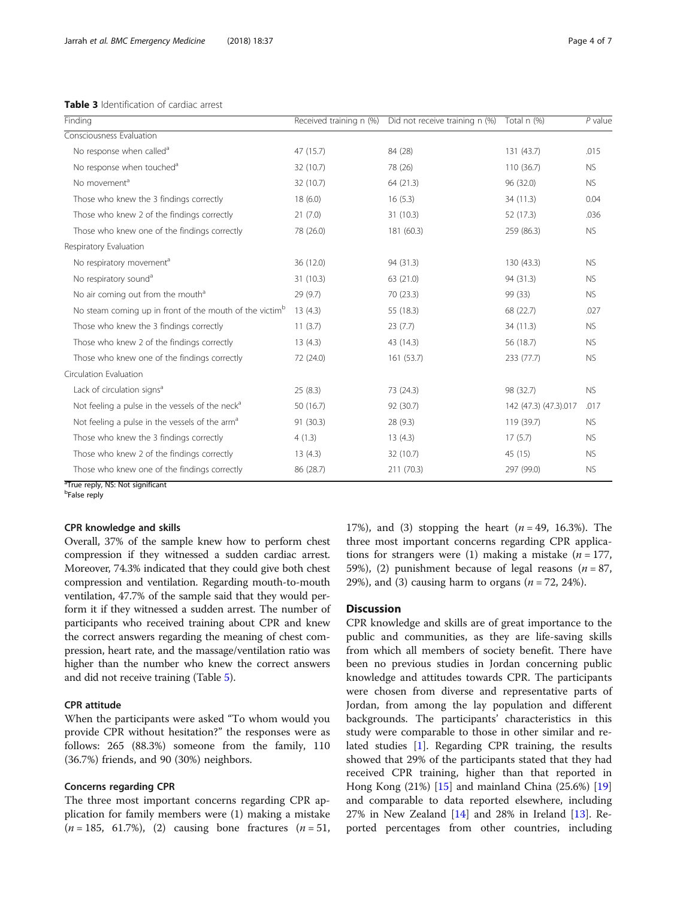**Table 3** Identification of cardiac arrest

| Finding | Received training n (%) | Did not receive training n (%) | Total n (%) | *P* value |
|---|---|---|---|---|
| Consciousness Evaluation | | | | |
| No response when called[a] | 47 (15.7) | 84 (28) | 131 (43.7) | .015 |
| No response when touched[a] | 32 (10.7) | 78 (26) | 110 (36.7) | NS |
| No movement[a] | 32 (10.7) | 64 (21.3) | 96 (32.0) | NS |
| Those who knew the 3 findings correctly | 18 (6.0) | 16 (5.3) | 34 (11.3) | 0.04 |
| Those who knew 2 of the findings correctly | 21 (7.0) | 31 (10.3) | 52 (17.3) | .036 |
| Those who knew one of the findings correctly | 78 (26.0) | 181 (60.3) | 259 (86.3) | NS |
| Respiratory Evaluation | | | | |
| No respiratory movement[a] | 36 (12.0) | 94 (31.3) | 130 (43.3) | NS |
| No respiratory sound[a] | 31 (10.3) | 63 (21.0) | 94 (31.3) | NS |
| No air coming out from the mouth[a] | 29 (9.7) | 70 (23.3) | 99 (33) | NS |
| No steam coming up in front of the mouth of the victim[b] | 13 (4.3) | 55 (18.3) | 68 (22.7) | .027 |
| Those who knew the 3 findings correctly | 11 (3.7) | 23 (7.7) | 34 (11.3) | NS |
| Those who knew 2 of the findings correctly | 13 (4.3) | 43 (14.3) | 56 (18.7) | NS |
| Those who knew one of the findings correctly | 72 (24.0) | 161 (53.7) | 233 (77.7) | NS |
| Circulation Evaluation | | | | |
| Lack of circulation signs[a] | 25 (8.3) | 73 (24.3) | 98 (32.7) | NS |
| Not feeling a pulse in the vessels of the neck[a] | 50 (16.7) | 92 (30.7) | 142 (47.3) (47.3).017 | .017 |
| Not feeling a pulse in the vessels of the arm[a] | 91 (30.3) | 28 (9.3) | 119 (39.7) | NS |
| Those who knew the 3 findings correctly | 4 (1.3) | 13 (4.3) | 17 (5.7) | NS |
| Those who knew 2 of the findings correctly | 13 (4.3) | 32 (10.7) | 45 (15) | NS |
| Those who knew one of the findings correctly | 86 (28.7) | 211 (70.3) | 297 (99.0) | NS |

[a]True reply, NS: Not significant
[b]False reply

### CPR knowledge and skills

Overall, 37% of the sample knew how to perform chest compression if they witnessed a sudden cardiac arrest. Moreover, 74.3% indicated that they could give both chest compression and ventilation. Regarding mouth-to-mouth ventilation, 47.7% of the sample said that they would perform it if they witnessed a sudden arrest. The number of participants who received training about CPR and knew the correct answers regarding the meaning of chest compression, heart rate, and the massage/ventilation ratio was higher than the number who knew the correct answers and did not receive training (Table 5).

### CPR attitude

When the participants were asked "To whom would you provide CPR without hesitation?" the responses were as follows: 265 (88.3%) someone from the family, 110 (36.7%) friends, and 90 (30%) neighbors.

### Concerns regarding CPR

The three most important concerns regarding CPR application for family members were (1) making a mistake ($n = 185$, 61.7%), (2) causing bone fractures ($n = 51$, 17%), and (3) stopping the heart ($n = 49$, 16.3%). The three most important concerns regarding CPR applications for strangers were (1) making a mistake ($n = 177$, 59%), (2) punishment because of legal reasons ($n = 87$, 29%), and (3) causing harm to organs ($n = 72$, 24%).

## Discussion

CPR knowledge and skills are of great importance to the public and communities, as they are life-saving skills from which all members of society benefit. There have been no previous studies in Jordan concerning public knowledge and attitudes towards CPR. The participants were chosen from diverse and representative parts of Jordan, from among the lay population and different backgrounds. The participants' characteristics in this study were comparable to those in other similar and related studies [1]. Regarding CPR training, the results showed that 29% of the participants stated that they had received CPR training, higher than that reported in Hong Kong (21%) [15] and mainland China (25.6%) [19] and comparable to data reported elsewhere, including 27% in New Zealand [14] and 28% in Ireland [13]. Reported percentages from other countries, including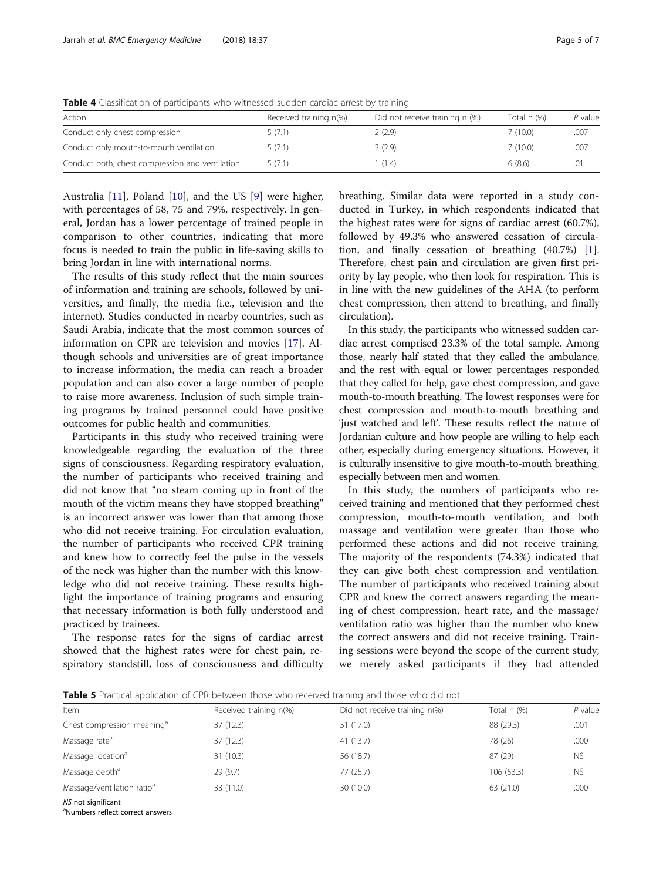**Table 4** Classification of participants who witnessed sudden cardiac arrest by training

| Action | Received training n(%) | Did not receive training n (%) | Total n (%) | P value |
|---|---|---|---|---|
| Conduct only chest compression | 5 (7.1) | 2 (2.9) | 7 (10.0) | .007 |
| Conduct only mouth-to-mouth ventilation | 5 (7.1) | 2 (2.9) | 7 (10.0) | .007 |
| Conduct both, chest compression and ventilation | 5 (7.1) | 1 (1.4) | 6 (8.6) | .01 |

Australia [11], Poland [10], and the US [9] were higher, with percentages of 58, 75 and 79%, respectively. In general, Jordan has a lower percentage of trained people in comparison to other countries, indicating that more focus is needed to train the public in life-saving skills to bring Jordan in line with international norms.

The results of this study reflect that the main sources of information and training are schools, followed by universities, and finally, the media (i.e., television and the internet). Studies conducted in nearby countries, such as Saudi Arabia, indicate that the most common sources of information on CPR are television and movies [17]. Although schools and universities are of great importance to increase information, the media can reach a broader population and can also cover a large number of people to raise more awareness. Inclusion of such simple training programs by trained personnel could have positive outcomes for public health and communities.

Participants in this study who received training were knowledgeable regarding the evaluation of the three signs of consciousness. Regarding respiratory evaluation, the number of participants who received training and did not know that "no steam coming up in front of the mouth of the victim means they have stopped breathing" is an incorrect answer was lower than that among those who did not receive training. For circulation evaluation, the number of participants who received CPR training and knew how to correctly feel the pulse in the vessels of the neck was higher than the number with this knowledge who did not receive training. These results highlight the importance of training programs and ensuring that necessary information is both fully understood and practiced by trainees.

The response rates for the signs of cardiac arrest showed that the highest rates were for chest pain, respiratory standstill, loss of consciousness and difficulty breathing. Similar data were reported in a study conducted in Turkey, in which respondents indicated that the highest rates were for signs of cardiac arrest (60.7%), followed by 49.3% who answered cessation of circulation, and finally cessation of breathing (40.7%) [1]. Therefore, chest pain and circulation are given first priority by lay people, who then look for respiration. This is in line with the new guidelines of the AHA (to perform chest compression, then attend to breathing, and finally circulation).

In this study, the participants who witnessed sudden cardiac arrest comprised 23.3% of the total sample. Among those, nearly half stated that they called the ambulance, and the rest with equal or lower percentages responded that they called for help, gave chest compression, and gave mouth-to-mouth breathing. The lowest responses were for chest compression and mouth-to-mouth breathing and 'just watched and left'. These results reflect the nature of Jordanian culture and how people are willing to help each other, especially during emergency situations. However, it is culturally insensitive to give mouth-to-mouth breathing, especially between men and women.

In this study, the numbers of participants who received training and mentioned that they performed chest compression, mouth-to-mouth ventilation, and both massage and ventilation were greater than those who performed these actions and did not receive training. The majority of the respondents (74.3%) indicated that they can give both chest compression and ventilation. The number of participants who received training about CPR and knew the correct answers regarding the meaning of chest compression, heart rate, and the massage/ventilation ratio was higher than the number who knew the correct answers and did not receive training. Training sessions were beyond the scope of the current study; we merely asked participants if they had attended

**Table 5** Practical application of CPR between those who received training and those who did not

| Item | Received training n(%) | Did not receive training n(%) | Total n (%) | P value |
|---|---|---|---|---|
| Chest compression meaning[a] | 37 (12.3) | 51 (17.0) | 88 (29.3) | .001 |
| Massage rate[a] | 37 (12.3) | 41 (13.7) | 78 (26) | .000 |
| Massage location[a] | 31 (10.3) | 56 (18.7) | 87 (29) | NS |
| Massage depth[a] | 29 (9.7) | 77 (25.7) | 106 (53.3) | NS |
| Massage/ventilation ratio[a] | 33 (11.0) | 30 (10.0) | 63 (21.0) | .000 |

*NS* not significant
[a]Numbers reflect correct answers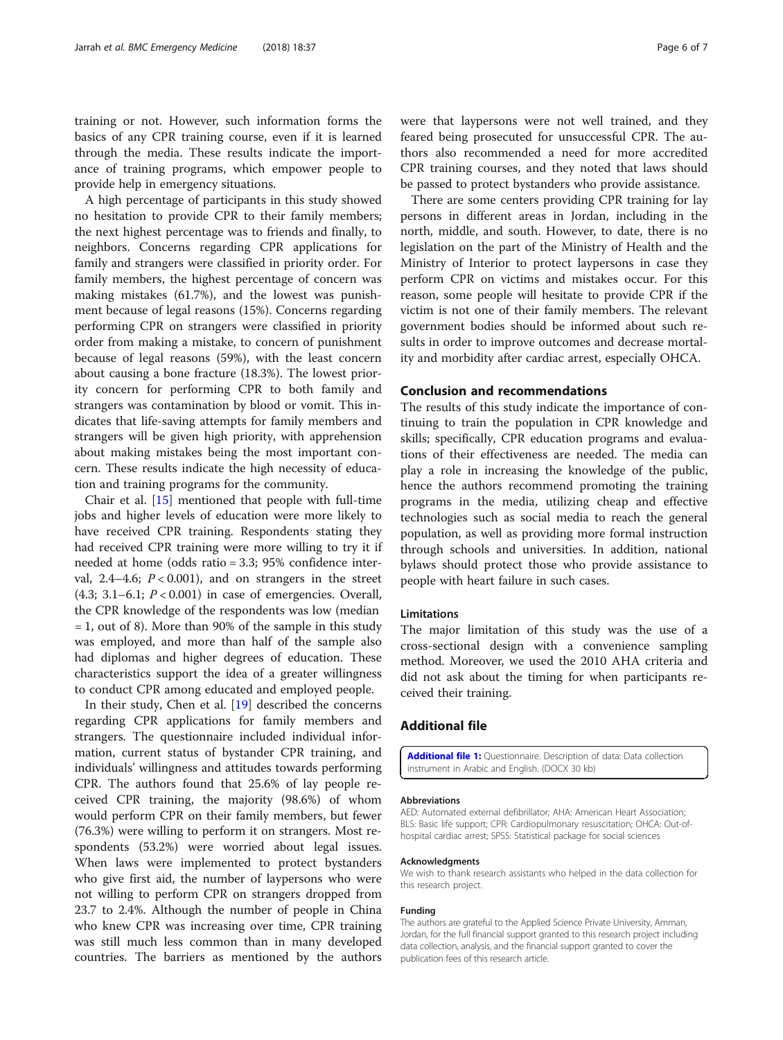training or not. However, such information forms the basics of any CPR training course, even if it is learned through the media. These results indicate the importance of training programs, which empower people to provide help in emergency situations.

A high percentage of participants in this study showed no hesitation to provide CPR to their family members; the next highest percentage was to friends and finally, to neighbors. Concerns regarding CPR applications for family and strangers were classified in priority order. For family members, the highest percentage of concern was making mistakes (61.7%), and the lowest was punishment because of legal reasons (15%). Concerns regarding performing CPR on strangers were classified in priority order from making a mistake, to concern of punishment because of legal reasons (59%), with the least concern about causing a bone fracture (18.3%). The lowest priority concern for performing CPR to both family and strangers was contamination by blood or vomit. This indicates that life-saving attempts for family members and strangers will be given high priority, with apprehension about making mistakes being the most important concern. These results indicate the high necessity of education and training programs for the community.

Chair et al. [15] mentioned that people with full-time jobs and higher levels of education were more likely to have received CPR training. Respondents stating they had received CPR training were more willing to try it if needed at home (odds ratio = 3.3; 95% confidence interval, 2.4–4.6; $P < 0.001$), and on strangers in the street (4.3; 3.1–6.1; $P < 0.001$) in case of emergencies. Overall, the CPR knowledge of the respondents was low (median = 1, out of 8). More than 90% of the sample in this study was employed, and more than half of the sample also had diplomas and higher degrees of education. These characteristics support the idea of a greater willingness to conduct CPR among educated and employed people.

In their study, Chen et al. [19] described the concerns regarding CPR applications for family members and strangers. The questionnaire included individual information, current status of bystander CPR training, and individuals' willingness and attitudes towards performing CPR. The authors found that 25.6% of lay people received CPR training, the majority (98.6%) of whom would perform CPR on their family members, but fewer (76.3%) were willing to perform it on strangers. Most respondents (53.2%) were worried about legal issues. When laws were implemented to protect bystanders who give first aid, the number of laypersons who were not willing to perform CPR on strangers dropped from 23.7 to 2.4%. Although the number of people in China who knew CPR was increasing over time, CPR training was still much less common than in many developed countries. The barriers as mentioned by the authors were that laypersons were not well trained, and they feared being prosecuted for unsuccessful CPR. The authors also recommended a need for more accredited CPR training courses, and they noted that laws should be passed to protect bystanders who provide assistance.

There are some centers providing CPR training for lay persons in different areas in Jordan, including in the north, middle, and south. However, to date, there is no legislation on the part of the Ministry of Health and the Ministry of Interior to protect laypersons in case they perform CPR on victims and mistakes occur. For this reason, some people will hesitate to provide CPR if the victim is not one of their family members. The relevant government bodies should be informed about such results in order to improve outcomes and decrease mortality and morbidity after cardiac arrest, especially OHCA.

## Conclusion and recommendations

The results of this study indicate the importance of continuing to train the population in CPR knowledge and skills; specifically, CPR education programs and evaluations of their effectiveness are needed. The media can play a role in increasing the knowledge of the public, hence the authors recommend promoting the training programs in the media, utilizing cheap and effective technologies such as social media to reach the general population, as well as providing more formal instruction through schools and universities. In addition, national bylaws should protect those who provide assistance to people with heart failure in such cases.

### Limitations

The major limitation of this study was the use of a cross-sectional design with a convenience sampling method. Moreover, we used the 2010 AHA criteria and did not ask about the timing for when participants received their training.

## Additional file

**Additional file 1:** Questionnaire. Description of data: Data collection instrument in Arabic and English. (DOCX 30 kb)

#### Abbreviations

AED: Automated external defibrillator; AHA: American Heart Association; BLS: Basic life support; CPR: Cardiopulmonary resuscitation; OHCA: Out-of-hospital cardiac arrest; SPSS: Statistical package for social sciences

#### Acknowledgments

We wish to thank research assistants who helped in the data collection for this research project.

#### Funding

The authors are grateful to the Applied Science Private University, Amman, Jordan, for the full financial support granted to this research project including data collection, analysis, and the financial support granted to cover the publication fees of this research article.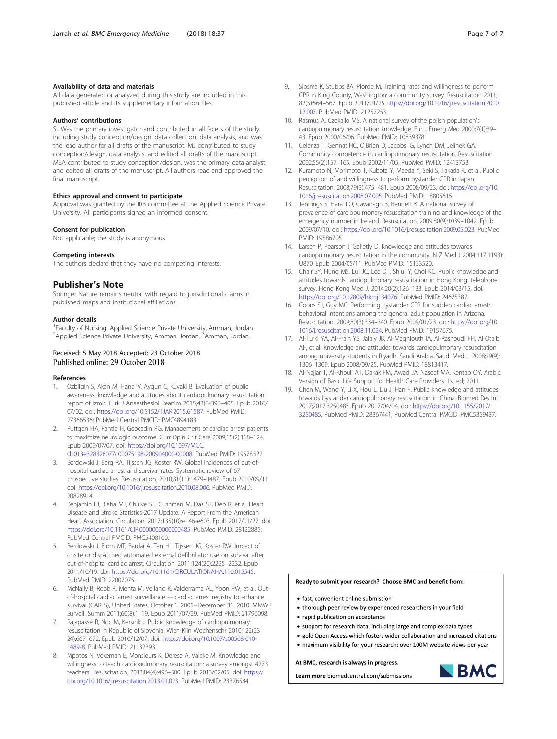#### Availability of data and materials

All data generated or analyzed during this study are included in this published article and its supplementary information files.

#### Authors' contributions

SJ Was the primary investigator and contributed in all facets of the study including study conception/design, data collection, data analysis, and was the lead author for all drafts of the manuscript. MJ contributed to study conception/design, data analysis, and edited all drafts of the manuscript. MEA contributed to study conception/design, was the primary data analyst, and edited all drafts of the manuscript. All authors read and approved the final manuscript.

#### Ethics approval and consent to participate

Approval was granted by the IRB committee at the Applied Science Private University. All participants signed an informed consent.

#### Consent for publication

Not applicable; the study is anonymous.

#### Competing interests

The authors declare that they have no competing interests.

### Publisher's Note

Springer Nature remains neutral with regard to jurisdictional claims in published maps and institutional affiliations.

#### Author details

[1]Faculty of Nursing, Applied Science Private University, Amman, Jordan. [2]Applied Science Private University, Amman, Jordan. [3]Amman, Jordan.

Received: 5 May 2018 Accepted: 23 October 2018
Published online: 29 October 2018

#### References

1. Ozbilgin S, Akan M, Hanci V, Aygun C, Kuvaki B. Evaluation of public awareness, knowledge and attitudes about cardiopulmonary resuscitation: report of Izmir. Turk J Anaesthesiol Reanim 2015;43(6):396–405. Epub 2016/07/02. doi: https://doi.org/10.5152/TJAR.2015.61587. PubMed PMID: 27366536; PubMed Central PMCID: PMC4894183.
2. Puttgen HA, Pantle H, Geocadin RG. Management of cardiac arrest patients to maximize neurologic outcome. Curr Opin Crit Care 2009;15(2):118–124. Epub 2009/07/07. doi: https://doi.org/10.1097/MCC.0b013e328326077c00075198-200904000-00008. PubMed PMID: 19578322.
3. Berdowski J, Berg RA, Tijssen JG, Koster RW. Global incidences of out-of-hospital cardiac arrest and survival rates: Systematic review of 67 prospective studies. Resuscitation. 2010;81(11):1479–1487. Epub 2010/09/11. doi: https://doi.org/10.1016/j.resuscitation.2010.08.006. PubMed PMID: 20828914.
4. Benjamin EJ, Blaha MJ, Chiuve SE, Cushman M, Das SR, Deo R, et al. Heart Disease and Stroke Statistics-2017 Update: A Report From the American Heart Association. Circulation. 2017;135(10):e146-e603. Epub 2017/01/27. doi: https://doi.org/10.1161/CIR.0000000000000485. PubMed PMID: 28122885; PubMed Central PMCID: PMC5408160.
5. Berdowski J, Blom MT, Bardai A, Tan HL, Tijssen JG, Koster RW. Impact of onsite or dispatched automated external defibrillator use on survival after out-of-hospital cardiac arrest. Circulation. 2011;124(20):2225–2232. Epub 2011/10/19. doi: https://doi.org/10.1161/CIRCULATIONAHA.110.015545. PubMed PMID: 22007075.
6. McNally B, Robb R, Mehta M, Vellano K, Valderrama AL, Yoon PW, et al. Out-of-hospital cardiac arrest surveillance --- cardiac arrest registry to enhance survival (CARES), United States, October 1, 2005--December 31, 2010. MMWR Surveill Summ 2011;60(8):1–19. Epub 2011/07/29. PubMed PMID: 21796098.
7. Rajapakse R, Noc M, Kersnik J. Public knowledge of cardiopulmonary resuscitation in Republic of Slovenia. Wien Klin Wochenschr 2010;122(23–24):667–672. Epub 2010/12/07. doi: https://doi.org/10.1007/s00508-010-1489-8. PubMed PMID: 21132393.
8. Mpotos N, Vekeman E, Monsieurs K, Derese A, Valcke M. Knowledge and willingness to teach cardiopulmonary resuscitation: a survey amongst 4273 teachers. Resuscitation. 2013;84(4):496–500. Epub 2013/02/05. doi: https://doi.org/10.1016/j.resuscitation.2013.01.023. PubMed PMID: 23376584.
9. Sipsma K, Stubbs BA, Plorde M. Training rates and willingness to perform CPR in King County, Washington: a community survey. Resuscitation 2011;82(5):564–567. Epub 2011/01/25 https://doi.org/10.1016/j.resuscitation.2010.12.007. PubMed PMID: 21257253.
10. Rasmus A, Czekajlo MS. A national survey of the polish population's cardiopulmonary resuscitation knowledge. Eur J Emerg Med 2000;7(1):39–43. Epub 2000/06/06. PubMed PMID: 10839378.
11. Celenza T, Gennat HC, O'Brien D, Jacobs IG, Lynch DM, Jelinek GA. Community competence in cardiopulmonary resuscitation. Resuscitation 2002;55(2):157–165. Epub 2002/11/05. PubMed PMID: 12413753.
12. Kuramoto N, Morimoto T, Kubota Y, Maeda Y, Seki S, Takada K, et al. Public perception of and willingness to perform bystander CPR in Japan. Resuscitation. 2008;79(3):475–481. Epub 2008/09/23. doi: https://doi.org/10.1016/j.resuscitation.2008.07.005. PubMed PMID: 18805615.
13. Jennings S, Hara T.O, Cavanagh B, Bennett K. A national survey of prevalence of cardiopulmonary resuscitation training and knowledge of the emergency number in Ireland. Resuscitation. 2009;80(9):1039–1042. Epub 2009/07/10. doi: https://doi.org/10.1016/j.resuscitation.2009.05.023. PubMed PMID: 19586705.
14. Larsen P, Pearson J, Galletly D. Knowledge and attitudes towards cardiopulmonary resuscitation in the community. N Z Med J 2004;117(1193):U870. Epub 2004/05/11. PubMed PMID: 15133520.
15. Chair SY, Hung MS, Lui JC, Lee DT, Shiu IY, Choi KC. Public knowledge and attitudes towards cardiopulmonary resuscitation in Hong Kong: telephone survey. Hong Kong Med J. 2014;20(2):126–133. Epub 2014/03/15. doi: https://doi.org/10.12809/hkmj134076. PubMed PMID: 24625387.
16. Coons SJ, Guy MC. Performing bystander CPR for sudden cardiac arrest: behavioral intentions among the general adult population in Arizona. Resuscitation. 2009;80(3):334–340. Epub 2009/01/23. doi: https://doi.org/10.1016/j.resuscitation.2008.11.024. PubMed PMID: 19157675.
17. Al-Turki YA, Al-Fraih YS, Jalaly JB, Al-Maghlouth IA, Al-Rashoudi FH, Al-Otaibi AF, et al. Knowledge and attitudes towards cardiopulmonary resuscitation among university students in Riyadh, Saudi Arabia. Saudi Med J. 2008;29(9):1306–1309. Epub 2008/09/25. PubMed PMID: 18813417.
18. Al-Najjar T, Al-Khouli AT, Dakak FM, Awad JA, Naseef MA, Kentab OY. Arabic Version of Basic Life Support for Health Care Providers. 1st ed; 2011.
19. Chen M, Wang Y, Li X, Hou L, Liu J, Han F. Public knowledge and attitudes towards bystander cardiopulmonary resuscitation in China. Biomed Res Int 2017;2017:3250485. Epub 2017/04/04. doi: https://doi.org/10.1155/2017/3250485. PubMed PMID: 28367441; PubMed Central PMCID: PMC5359437.

**Ready to submit your research? Choose BMC and benefit from:**

- fast, convenient online submission
- thorough peer review by experienced researchers in your field
- rapid publication on acceptance
- support for research data, including large and complex data types
- gold Open Access which fosters wider collaboration and increased citations
- maximum visibility for your research: over 100M website views per year

**At BMC, research is always in progress.**

**Learn more** biomedcentral.com/submissions

BMC